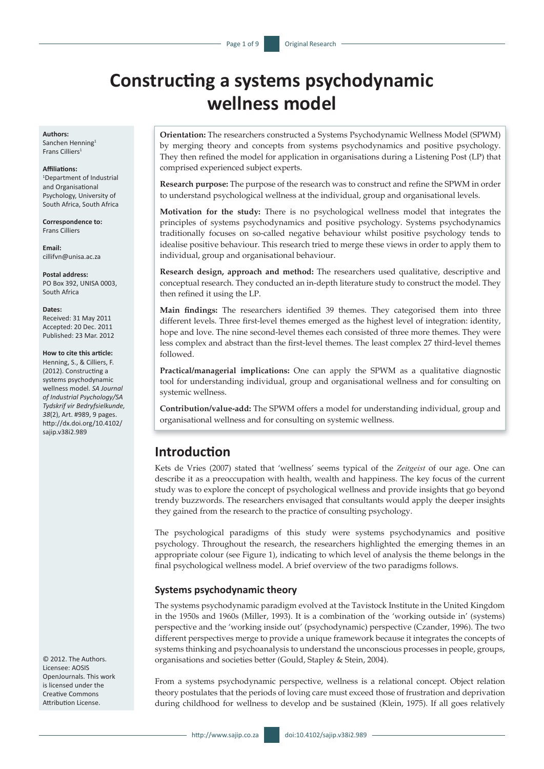# Constructing a systems psychodynamic wellness model

**Authors:**
Sanchen Henning[1]
Frans Cilliers[1]

**Affiliations:**
[1]Department of Industrial and Organisational Psychology, University of South Africa, South Africa

**Correspondence to:**
Frans Cilliers

**Email:**
cillifvn@unisa.ac.za

**Postal address:**
PO Box 392, UNISA 0003, South Africa

**Dates:**
Received: 31 May 2011
Accepted: 20 Dec. 2011
Published: 23 Mar. 2012

**How to cite this article:**
Henning, S., & Cilliers, F. (2012). Constructing a systems psychodynamic wellness model. *SA Journal of Industrial Psychology/SA Tydskrif vir Bedryfsielkunde, 38*(2), Art. #989, 9 pages. http://dx.doi.org/10.4102/sajip.v38i2.989

© 2012. The Authors. Licensee: AOSIS OpenJournals. This work is licensed under the Creative Commons Attribution License.

**Orientation:** The researchers constructed a Systems Psychodynamic Wellness Model (SPWM) by merging theory and concepts from systems psychodynamics and positive psychology. They then refined the model for application in organisations during a Listening Post (LP) that comprised experienced subject experts.

**Research purpose:** The purpose of the research was to construct and refine the SPWM in order to understand psychological wellness at the individual, group and organisational levels.

**Motivation for the study:** There is no psychological wellness model that integrates the principles of systems psychodynamics and positive psychology. Systems psychodynamics traditionally focuses on so-called negative behaviour whilst positive psychology tends to idealise positive behaviour. This research tried to merge these views in order to apply them to individual, group and organisational behaviour.

**Research design, approach and method:** The researchers used qualitative, descriptive and conceptual research. They conducted an in-depth literature study to construct the model. They then refined it using the LP.

**Main findings:** The researchers identified 39 themes. They categorised them into three different levels. Three first-level themes emerged as the highest level of integration: identity, hope and love. The nine second-level themes each consisted of three more themes. They were less complex and abstract than the first-level themes. The least complex 27 third-level themes followed.

**Practical/managerial implications:** One can apply the SPWM as a qualitative diagnostic tool for understanding individual, group and organisational wellness and for consulting on systemic wellness.

**Contribution/value-add:** The SPWM offers a model for understanding individual, group and organisational wellness and for consulting on systemic wellness.

## Introduction

Kets de Vries (2007) stated that 'wellness' seems typical of the *Zeitgeist* of our age. One can describe it as a preoccupation with health, wealth and happiness. The key focus of the current study was to explore the concept of psychological wellness and provide insights that go beyond trendy buzzwords. The researchers envisaged that consultants would apply the deeper insights they gained from the research to the practice of consulting psychology.

The psychological paradigms of this study were systems psychodynamics and positive psychology. Throughout the research, the researchers highlighted the emerging themes in an appropriate colour (see Figure 1), indicating to which level of analysis the theme belongs in the final psychological wellness model. A brief overview of the two paradigms follows.

### Systems psychodynamic theory

The systems psychodynamic paradigm evolved at the Tavistock Institute in the United Kingdom in the 1950s and 1960s (Miller, 1993). It is a combination of the 'working outside in' (systems) perspective and the 'working inside out' (psychodynamic) perspective (Czander, 1996). The two different perspectives merge to provide a unique framework because it integrates the concepts of systems thinking and psychoanalysis to understand the unconscious processes in people, groups, organisations and societies better (Gould, Stapley & Stein, 2004).

From a systems psychodynamic perspective, wellness is a relational concept. Object relation theory postulates that the periods of loving care must exceed those of frustration and deprivation during childhood for wellness to develop and be sustained (Klein, 1975). If all goes relatively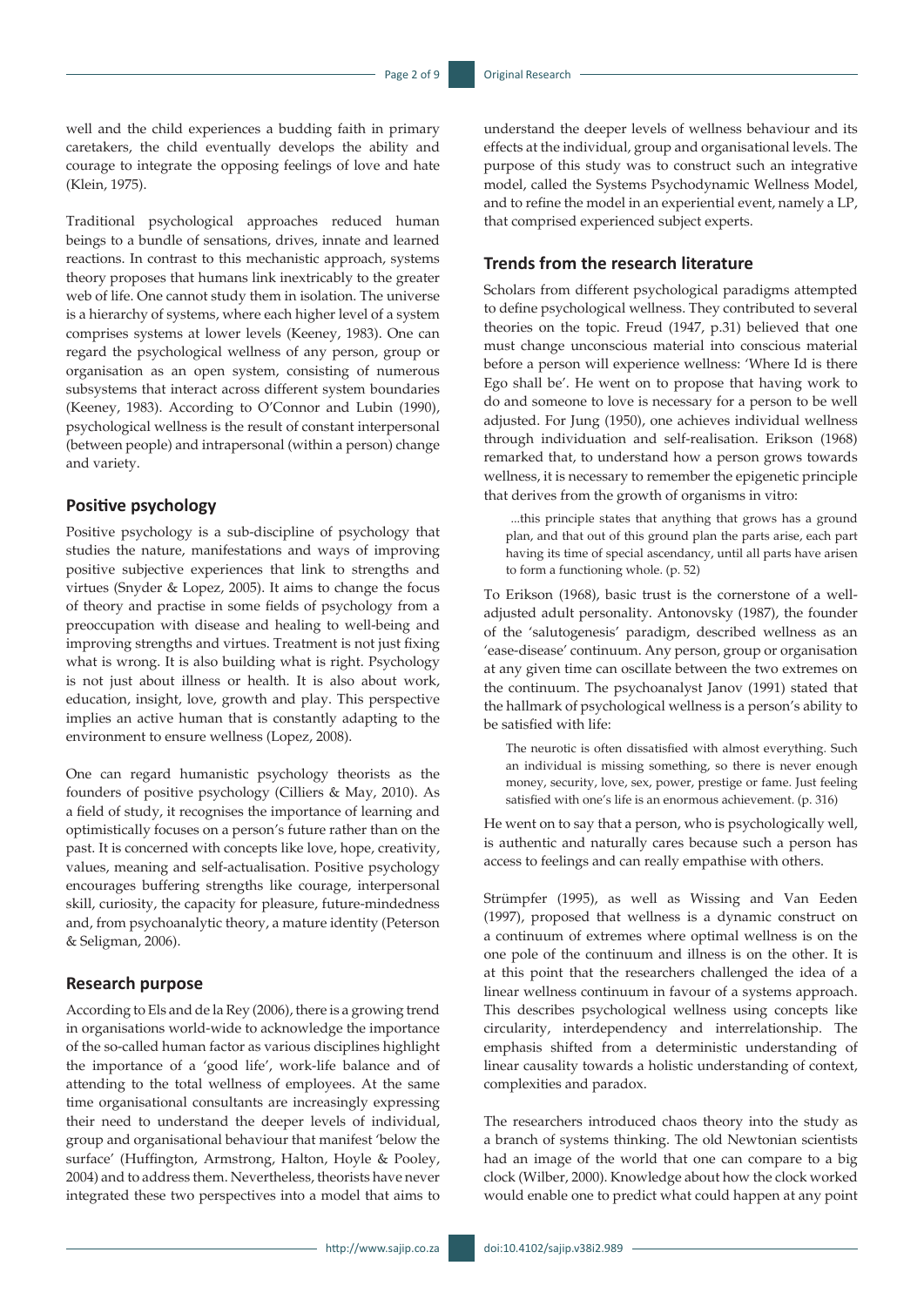well and the child experiences a budding faith in primary caretakers, the child eventually develops the ability and courage to integrate the opposing feelings of love and hate (Klein, 1975).

Traditional psychological approaches reduced human beings to a bundle of sensations, drives, innate and learned reactions. In contrast to this mechanistic approach, systems theory proposes that humans link inextricably to the greater web of life. One cannot study them in isolation. The universe is a hierarchy of systems, where each higher level of a system comprises systems at lower levels (Keeney, 1983). One can regard the psychological wellness of any person, group or organisation as an open system, consisting of numerous subsystems that interact across different system boundaries (Keeney, 1983). According to O'Connor and Lubin (1990), psychological wellness is the result of constant interpersonal (between people) and intrapersonal (within a person) change and variety.

### Positive psychology

Positive psychology is a sub-discipline of psychology that studies the nature, manifestations and ways of improving positive subjective experiences that link to strengths and virtues (Snyder & Lopez, 2005). It aims to change the focus of theory and practise in some fields of psychology from a preoccupation with disease and healing to well-being and improving strengths and virtues. Treatment is not just fixing what is wrong. It is also building what is right. Psychology is not just about illness or health. It is also about work, education, insight, love, growth and play. This perspective implies an active human that is constantly adapting to the environment to ensure wellness (Lopez, 2008).

One can regard humanistic psychology theorists as the founders of positive psychology (Cilliers & May, 2010). As a field of study, it recognises the importance of learning and optimistically focuses on a person's future rather than on the past. It is concerned with concepts like love, hope, creativity, values, meaning and self-actualisation. Positive psychology encourages buffering strengths like courage, interpersonal skill, curiosity, the capacity for pleasure, future-mindedness and, from psychoanalytic theory, a mature identity (Peterson & Seligman, 2006).

### Research purpose

According to Els and de la Rey (2006), there is a growing trend in organisations world-wide to acknowledge the importance of the so-called human factor as various disciplines highlight the importance of a 'good life', work-life balance and of attending to the total wellness of employees. At the same time organisational consultants are increasingly expressing their need to understand the deeper levels of individual, group and organisational behaviour that manifest 'below the surface' (Huffington, Armstrong, Halton, Hoyle & Pooley, 2004) and to address them. Nevertheless, theorists have never integrated these two perspectives into a model that aims to understand the deeper levels of wellness behaviour and its effects at the individual, group and organisational levels. The purpose of this study was to construct such an integrative model, called the Systems Psychodynamic Wellness Model, and to refine the model in an experiential event, namely a LP, that comprised experienced subject experts.

## Trends from the research literature

Scholars from different psychological paradigms attempted to define psychological wellness. They contributed to several theories on the topic. Freud (1947, p.31) believed that one must change unconscious material into conscious material before a person will experience wellness: 'Where Id is there Ego shall be'. He went on to propose that having work to do and someone to love is necessary for a person to be well adjusted. For Jung (1950), one achieves individual wellness through individuation and self-realisation. Erikson (1968) remarked that, to understand how a person grows towards wellness, it is necessary to remember the epigenetic principle that derives from the growth of organisms in vitro:

> ...this principle states that anything that grows has a ground plan, and that out of this ground plan the parts arise, each part having its time of special ascendancy, until all parts have arisen to form a functioning whole. (p. 52)

To Erikson (1968), basic trust is the cornerstone of a well-adjusted adult personality. Antonovsky (1987), the founder of the 'salutogenesis' paradigm, described wellness as an 'ease-disease' continuum. Any person, group or organisation at any given time can oscillate between the two extremes on the continuum. The psychoanalyst Janov (1991) stated that the hallmark of psychological wellness is a person's ability to be satisfied with life:

> The neurotic is often dissatisfied with almost everything. Such an individual is missing something, so there is never enough money, security, love, sex, power, prestige or fame. Just feeling satisfied with one's life is an enormous achievement. (p. 316)

He went on to say that a person, who is psychologically well, is authentic and naturally cares because such a person has access to feelings and can really empathise with others.

Strümpfer (1995), as well as Wissing and Van Eeden (1997), proposed that wellness is a dynamic construct on a continuum of extremes where optimal wellness is on the one pole of the continuum and illness is on the other. It is at this point that the researchers challenged the idea of a linear wellness continuum in favour of a systems approach. This describes psychological wellness using concepts like circularity, interdependency and interrelationship. The emphasis shifted from a deterministic understanding of linear causality towards a holistic understanding of context, complexities and paradox.

The researchers introduced chaos theory into the study as a branch of systems thinking. The old Newtonian scientists had an image of the world that one can compare to a big clock (Wilber, 2000). Knowledge about how the clock worked would enable one to predict what could happen at any point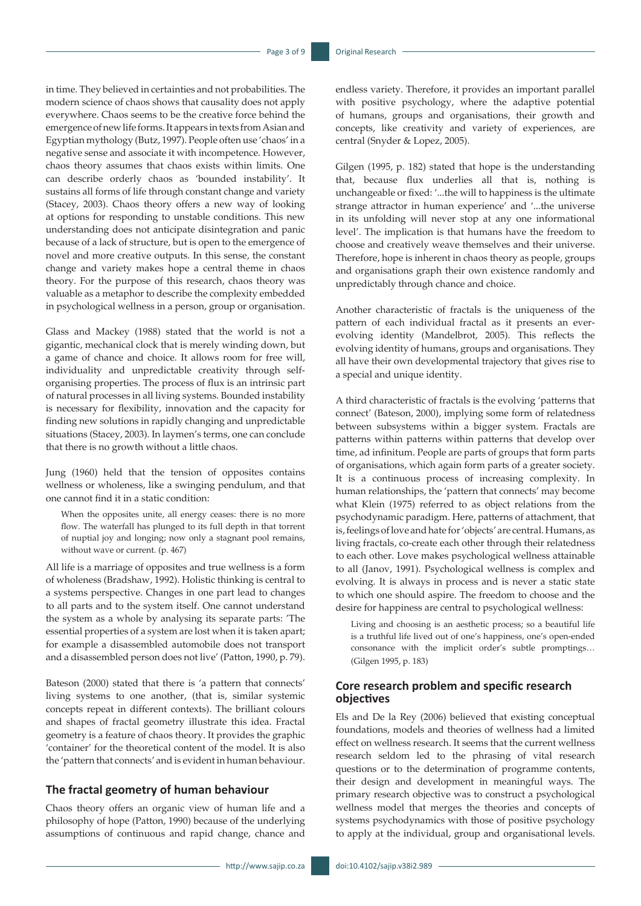in time. They believed in certainties and not probabilities. The modern science of chaos shows that causality does not apply everywhere. Chaos seems to be the creative force behind the emergence of new life forms. It appears in texts from Asian and Egyptian mythology (Butz, 1997). People often use 'chaos' in a negative sense and associate it with incompetence. However, chaos theory assumes that chaos exists within limits. One can describe orderly chaos as 'bounded instability'. It sustains all forms of life through constant change and variety (Stacey, 2003). Chaos theory offers a new way of looking at options for responding to unstable conditions. This new understanding does not anticipate disintegration and panic because of a lack of structure, but is open to the emergence of novel and more creative outputs. In this sense, the constant change and variety makes hope a central theme in chaos theory. For the purpose of this research, chaos theory was valuable as a metaphor to describe the complexity embedded in psychological wellness in a person, group or organisation.

Glass and Mackey (1988) stated that the world is not a gigantic, mechanical clock that is merely winding down, but a game of chance and choice. It allows room for free will, individuality and unpredictable creativity through self-organising properties. The process of flux is an intrinsic part of natural processes in all living systems. Bounded instability is necessary for flexibility, innovation and the capacity for finding new solutions in rapidly changing and unpredictable situations (Stacey, 2003). In laymen's terms, one can conclude that there is no growth without a little chaos.

Jung (1960) held that the tension of opposites contains wellness or wholeness, like a swinging pendulum, and that one cannot find it in a static condition:

> When the opposites unite, all energy ceases: there is no more flow. The waterfall has plunged to its full depth in that torrent of nuptial joy and longing; now only a stagnant pool remains, without wave or current. (p. 467)

All life is a marriage of opposites and true wellness is a form of wholeness (Bradshaw, 1992). Holistic thinking is central to a systems perspective. Changes in one part lead to changes to all parts and to the system itself. One cannot understand the system as a whole by analysing its separate parts: 'The essential properties of a system are lost when it is taken apart; for example a disassembled automobile does not transport and a disassembled person does not live' (Patton, 1990, p. 79).

Bateson (2000) stated that there is 'a pattern that connects' living systems to one another, (that is, similar systemic concepts repeat in different contexts). The brilliant colours and shapes of fractal geometry illustrate this idea. Fractal geometry is a feature of chaos theory. It provides the graphic 'container' for the theoretical content of the model. It is also the 'pattern that connects' and is evident in human behaviour.

### The fractal geometry of human behaviour

Chaos theory offers an organic view of human life and a philosophy of hope (Patton, 1990) because of the underlying assumptions of continuous and rapid change, chance and endless variety. Therefore, it provides an important parallel with positive psychology, where the adaptive potential of humans, groups and organisations, their growth and concepts, like creativity and variety of experiences, are central (Snyder & Lopez, 2005).

Gilgen (1995, p. 182) stated that hope is the understanding that, because flux underlies all that is, nothing is unchangeable or fixed: '...the will to happiness is the ultimate strange attractor in human experience' and '...the universe in its unfolding will never stop at any one informational level'. The implication is that humans have the freedom to choose and creatively weave themselves and their universe. Therefore, hope is inherent in chaos theory as people, groups and organisations graph their own existence randomly and unpredictably through chance and choice.

Another characteristic of fractals is the uniqueness of the pattern of each individual fractal as it presents an ever-evolving identity (Mandelbrot, 2005). This reflects the evolving identity of humans, groups and organisations. They all have their own developmental trajectory that gives rise to a special and unique identity.

A third characteristic of fractals is the evolving 'patterns that connect' (Bateson, 2000), implying some form of relatedness between subsystems within a bigger system. Fractals are patterns within patterns within patterns that develop over time, ad infinitum. People are parts of groups that form parts of organisations, which again form parts of a greater society. It is a continuous process of increasing complexity. In human relationships, the 'pattern that connects' may become what Klein (1975) referred to as object relations from the psychodynamic paradigm. Here, patterns of attachment, that is, feelings of love and hate for 'objects' are central. Humans, as living fractals, co-create each other through their relatedness to each other. Love makes psychological wellness attainable to all (Janov, 1991). Psychological wellness is complex and evolving. It is always in process and is never a static state to which one should aspire. The freedom to choose and the desire for happiness are central to psychological wellness:

> Living and choosing is an aesthetic process; so a beautiful life is a truthful life lived out of one's happiness, one's open-ended consonance with the implicit order's subtle promptings… (Gilgen 1995, p. 183)

### Core research problem and specific research objectives

Els and De la Rey (2006) believed that existing conceptual foundations, models and theories of wellness had a limited effect on wellness research. It seems that the current wellness research seldom led to the phrasing of vital research questions or to the determination of programme contents, their design and development in meaningful ways. The primary research objective was to construct a psychological wellness model that merges the theories and concepts of systems psychodynamics with those of positive psychology to apply at the individual, group and organisational levels.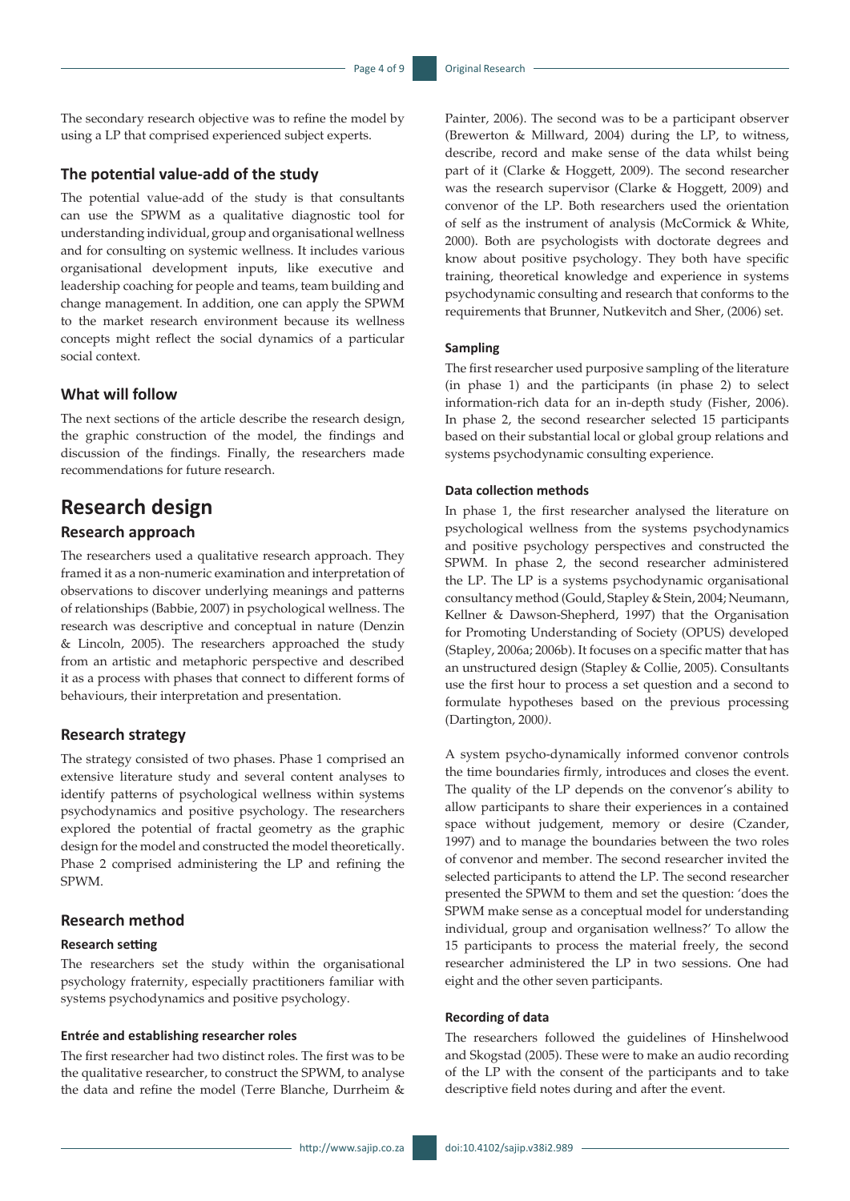The secondary research objective was to refine the model by using a LP that comprised experienced subject experts.

### The potential value-add of the study

The potential value-add of the study is that consultants can use the SPWM as a qualitative diagnostic tool for understanding individual, group and organisational wellness and for consulting on systemic wellness. It includes various organisational development inputs, like executive and leadership coaching for people and teams, team building and change management. In addition, one can apply the SPWM to the market research environment because its wellness concepts might reflect the social dynamics of a particular social context.

### What will follow

The next sections of the article describe the research design, the graphic construction of the model, the findings and discussion of the findings. Finally, the researchers made recommendations for future research.

## Research design

### Research approach

The researchers used a qualitative research approach. They framed it as a non-numeric examination and interpretation of observations to discover underlying meanings and patterns of relationships (Babbie, 2007) in psychological wellness. The research was descriptive and conceptual in nature (Denzin & Lincoln, 2005). The researchers approached the study from an artistic and metaphoric perspective and described it as a process with phases that connect to different forms of behaviours, their interpretation and presentation.

### Research strategy

The strategy consisted of two phases. Phase 1 comprised an extensive literature study and several content analyses to identify patterns of psychological wellness within systems psychodynamics and positive psychology. The researchers explored the potential of fractal geometry as the graphic design for the model and constructed the model theoretically. Phase 2 comprised administering the LP and refining the SPWM.

### Research method

#### Research setting

The researchers set the study within the organisational psychology fraternity, especially practitioners familiar with systems psychodynamics and positive psychology.

#### Entrée and establishing researcher roles

The first researcher had two distinct roles. The first was to be the qualitative researcher, to construct the SPWM, to analyse the data and refine the model (Terre Blanche, Durrheim & Painter, 2006). The second was to be a participant observer (Brewerton & Millward, 2004) during the LP, to witness, describe, record and make sense of the data whilst being part of it (Clarke & Hoggett, 2009). The second researcher was the research supervisor (Clarke & Hoggett, 2009) and convenor of the LP. Both researchers used the orientation of self as the instrument of analysis (McCormick & White, 2000). Both are psychologists with doctorate degrees and know about positive psychology. They both have specific training, theoretical knowledge and experience in systems psychodynamic consulting and research that conforms to the requirements that Brunner, Nutkevitch and Sher, (2006) set.

#### Sampling

The first researcher used purposive sampling of the literature (in phase 1) and the participants (in phase 2) to select information-rich data for an in-depth study (Fisher, 2006). In phase 2, the second researcher selected 15 participants based on their substantial local or global group relations and systems psychodynamic consulting experience.

#### Data collection methods

In phase 1, the first researcher analysed the literature on psychological wellness from the systems psychodynamics and positive psychology perspectives and constructed the SPWM. In phase 2, the second researcher administered the LP. The LP is a systems psychodynamic organisational consultancy method (Gould, Stapley & Stein, 2004; Neumann, Kellner & Dawson-Shepherd, 1997) that the Organisation for Promoting Understanding of Society (OPUS) developed (Stapley, 2006a; 2006b). It focuses on a specific matter that has an unstructured design (Stapley & Collie, 2005). Consultants use the first hour to process a set question and a second to formulate hypotheses based on the previous processing (Dartington, 2000).

A system psycho-dynamically informed convenor controls the time boundaries firmly, introduces and closes the event. The quality of the LP depends on the convenor's ability to allow participants to share their experiences in a contained space without judgement, memory or desire (Czander, 1997) and to manage the boundaries between the two roles of convenor and member. The second researcher invited the selected participants to attend the LP. The second researcher presented the SPWM to them and set the question: 'does the SPWM make sense as a conceptual model for understanding individual, group and organisation wellness?' To allow the 15 participants to process the material freely, the second researcher administered the LP in two sessions. One had eight and the other seven participants.

#### Recording of data

The researchers followed the guidelines of Hinshelwood and Skogstad (2005). These were to make an audio recording of the LP with the consent of the participants and to take descriptive field notes during and after the event.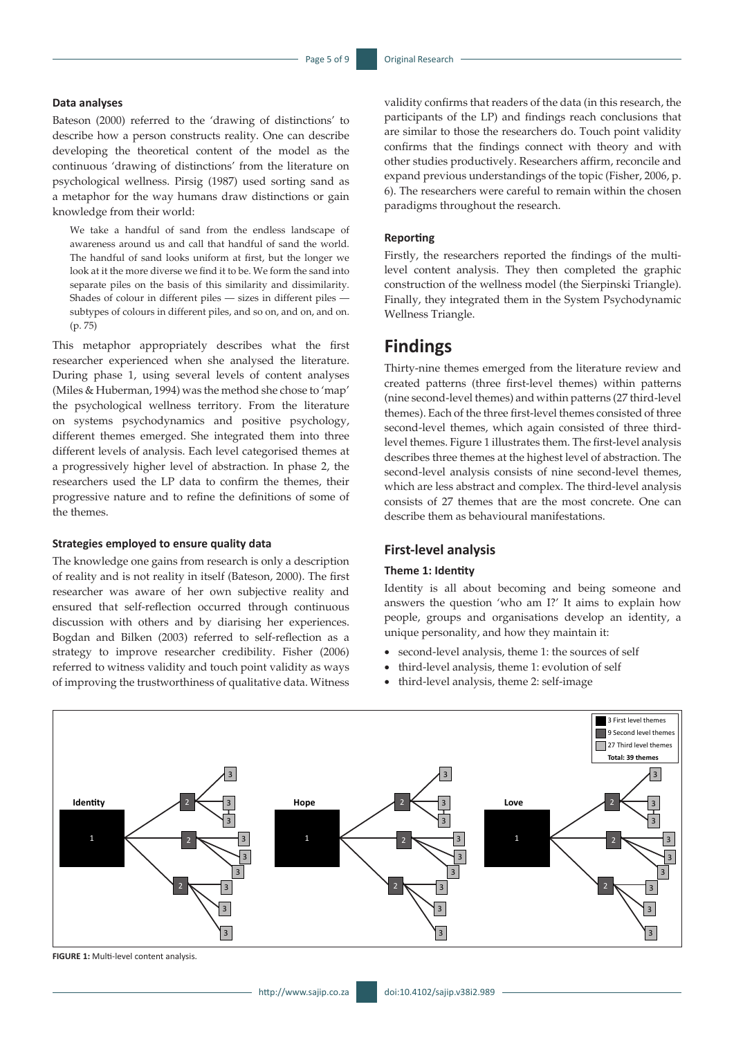#### Data analyses

Bateson (2000) referred to the 'drawing of distinctions' to describe how a person constructs reality. One can describe developing the theoretical content of the model as the continuous 'drawing of distinctions' from the literature on psychological wellness. Pirsig (1987) used sorting sand as a metaphor for the way humans draw distinctions or gain knowledge from their world:

> We take a handful of sand from the endless landscape of awareness around us and call that handful of sand the world. The handful of sand looks uniform at first, but the longer we look at it the more diverse we find it to be. We form the sand into separate piles on the basis of this similarity and dissimilarity. Shades of colour in different piles — sizes in different piles — subtypes of colours in different piles, and so on, and on, and on. (p. 75)

This metaphor appropriately describes what the first researcher experienced when she analysed the literature. During phase 1, using several levels of content analyses (Miles & Huberman, 1994) was the method she chose to 'map' the psychological wellness territory. From the literature on systems psychodynamics and positive psychology, different themes emerged. She integrated them into three different levels of analysis. Each level categorised themes at a progressively higher level of abstraction. In phase 2, the researchers used the LP data to confirm the themes, their progressive nature and to refine the definitions of some of the themes.

#### Strategies employed to ensure quality data

The knowledge one gains from research is only a description of reality and is not reality in itself (Bateson, 2000). The first researcher was aware of her own subjective reality and ensured that self-reflection occurred through continuous discussion with others and by diarising her experiences. Bogdan and Bilken (2003) referred to self-reflection as a strategy to improve researcher credibility. Fisher (2006) referred to witness validity and touch point validity as ways of improving the trustworthiness of qualitative data. Witness validity confirms that readers of the data (in this research, the participants of the LP) and findings reach conclusions that are similar to those the researchers do. Touch point validity confirms that the findings connect with theory and with other studies productively. Researchers affirm, reconcile and expand previous understandings of the topic (Fisher, 2006, p. 6). The researchers were careful to remain within the chosen paradigms throughout the research.

#### Reporting

Firstly, the researchers reported the findings of the multi-level content analysis. They then completed the graphic construction of the wellness model (the Sierpinski Triangle). Finally, they integrated them in the System Psychodynamic Wellness Triangle.

## Findings

Thirty-nine themes emerged from the literature review and created patterns (three first-level themes) within patterns (nine second-level themes) and within patterns (27 third-level themes). Each of the three first-level themes consisted of three second-level themes, which again consisted of three third-level themes. Figure 1 illustrates them. The first-level analysis describes three themes at the highest level of abstraction. The second-level analysis consists of nine second-level themes, which are less abstract and complex. The third-level analysis consists of 27 themes that are the most concrete. One can describe them as behavioural manifestations.

### First-level analysis

#### Theme 1: Identity

Identity is all about becoming and being someone and answers the question 'who am I?' It aims to explain how people, groups and organisations develop an identity, a unique personality, and how they maintain it:

- second-level analysis, theme 1: the sources of self
- third-level analysis, theme 1: evolution of self
- third-level analysis, theme 2: self-image

**FIGURE 1:** Multi-level content analysis.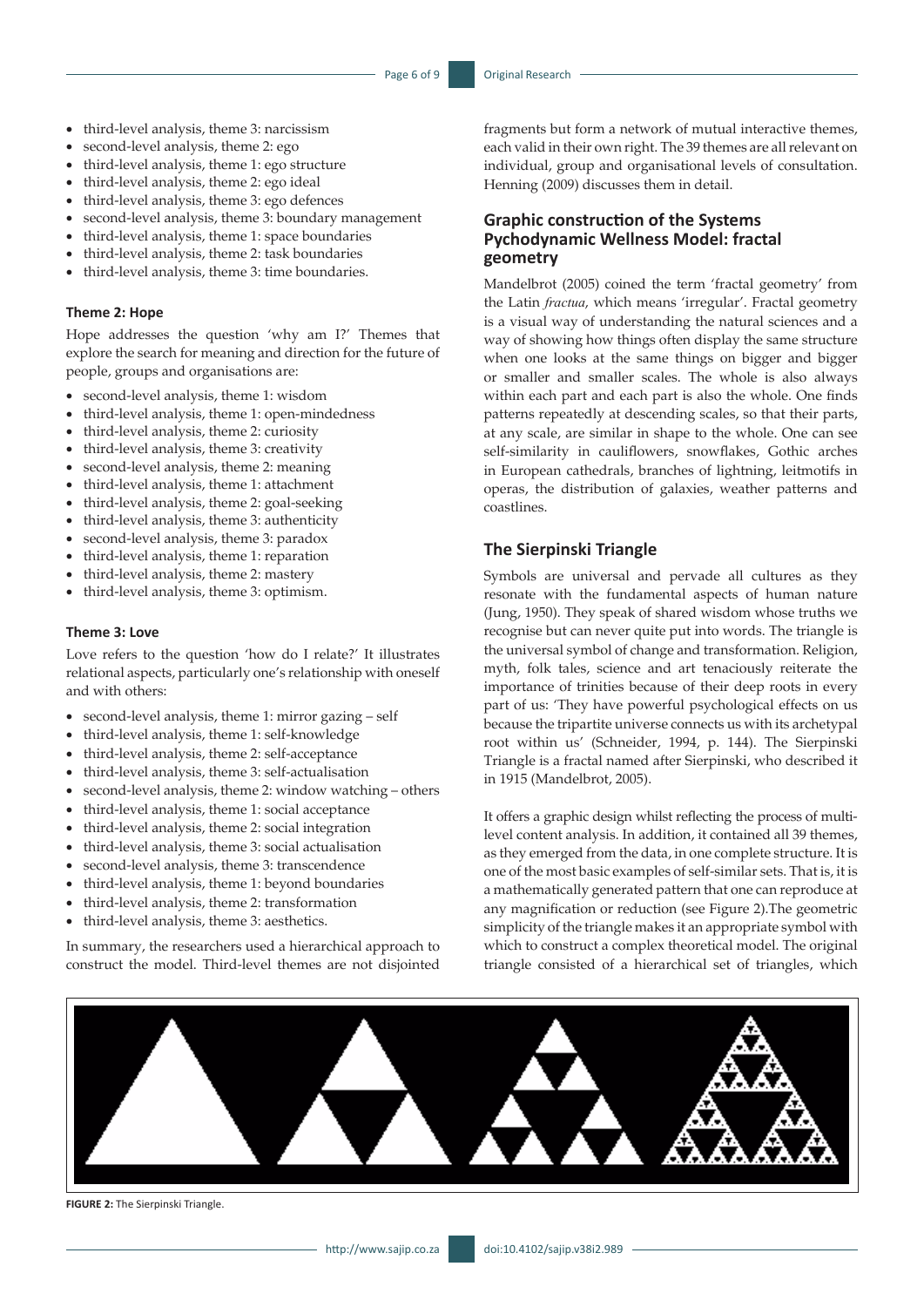- third-level analysis, theme 3: narcissism
- second-level analysis, theme 2: ego
- third-level analysis, theme 1: ego structure
- third-level analysis, theme 2: ego ideal
- third-level analysis, theme 3: ego defences
- second-level analysis, theme 3: boundary management
- third-level analysis, theme 1: space boundaries
- third-level analysis, theme 2: task boundaries
- third-level analysis, theme 3: time boundaries.

#### Theme 2: Hope

Hope addresses the question 'why am I?' Themes that explore the search for meaning and direction for the future of people, groups and organisations are:

- second-level analysis, theme 1: wisdom
- third-level analysis, theme 1: open-mindedness
- third-level analysis, theme 2: curiosity
- third-level analysis, theme 3: creativity
- second-level analysis, theme 2: meaning
- third-level analysis, theme 1: attachment
- third-level analysis, theme 2: goal-seeking
- third-level analysis, theme 3: authenticity
- second-level analysis, theme 3: paradox
- third-level analysis, theme 1: reparation
- third-level analysis, theme 2: mastery
- third-level analysis, theme 3: optimism.

#### Theme 3: Love

Love refers to the question 'how do I relate?' It illustrates relational aspects, particularly one's relationship with oneself and with others:

- second-level analysis, theme 1: mirror gazing – self
- third-level analysis, theme 1: self-knowledge
- third-level analysis, theme 2: self-acceptance
- third-level analysis, theme 3: self-actualisation
- second-level analysis, theme 2: window watching – others
- third-level analysis, theme 1: social acceptance
- third-level analysis, theme 2: social integration
- third-level analysis, theme 3: social actualisation
- second-level analysis, theme 3: transcendence
- third-level analysis, theme 1: beyond boundaries
- third-level analysis, theme 2: transformation
- third-level analysis, theme 3: aesthetics.

In summary, the researchers used a hierarchical approach to construct the model. Third-level themes are not disjointed fragments but form a network of mutual interactive themes, each valid in their own right. The 39 themes are all relevant on individual, group and organisational levels of consultation. Henning (2009) discusses them in detail.

## Graphic construction of the Systems Pychodynamic Wellness Model: fractal geometry

Mandelbrot (2005) coined the term 'fractal geometry' from the Latin *fractua*, which means 'irregular'. Fractal geometry is a visual way of understanding the natural sciences and a way of showing how things often display the same structure when one looks at the same things on bigger and bigger or smaller and smaller scales. The whole is also always within each part and each part is also the whole. One finds patterns repeatedly at descending scales, so that their parts, at any scale, are similar in shape to the whole. One can see self-similarity in cauliflowers, snowflakes, Gothic arches in European cathedrals, branches of lightning, leitmotifs in operas, the distribution of galaxies, weather patterns and coastlines.

## The Sierpinski Triangle

Symbols are universal and pervade all cultures as they resonate with the fundamental aspects of human nature (Jung, 1950). They speak of shared wisdom whose truths we recognise but can never quite put into words. The triangle is the universal symbol of change and transformation. Religion, myth, folk tales, science and art tenaciously reiterate the importance of trinities because of their deep roots in every part of us: 'They have powerful psychological effects on us because the tripartite universe connects us with its archetypal root within us' (Schneider, 1994, p. 144). The Sierpinski Triangle is a fractal named after Sierpinski, who described it in 1915 (Mandelbrot, 2005).

It offers a graphic design whilst reflecting the process of multi-level content analysis. In addition, it contained all 39 themes, as they emerged from the data, in one complete structure. It is one of the most basic examples of self-similar sets. That is, it is a mathematically generated pattern that one can reproduce at any magnification or reduction (see Figure 2).The geometric simplicity of the triangle makes it an appropriate symbol with which to construct a complex theoretical model. The original triangle consisted of a hierarchical set of triangles, which

**FIGURE 2:** The Sierpinski Triangle.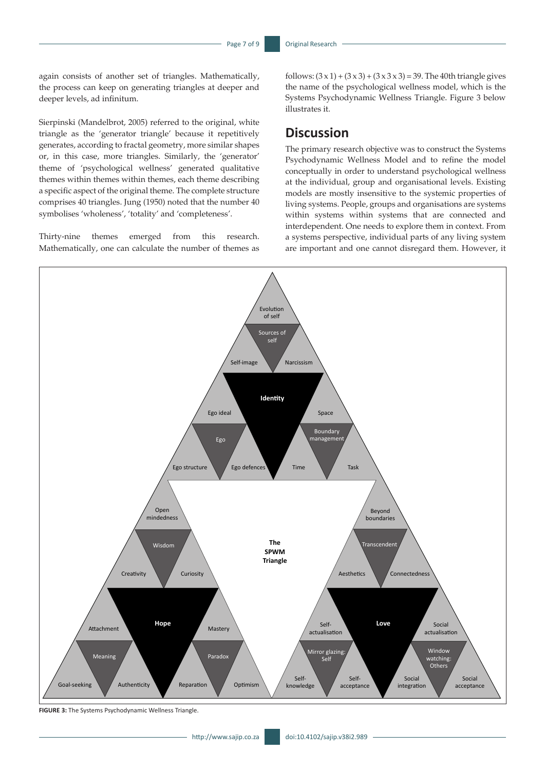again consists of another set of triangles. Mathematically, the process can keep on generating triangles at deeper and deeper levels, ad infinitum.

Sierpinski (Mandelbrot, 2005) referred to the original, white triangle as the 'generator triangle' because it repetitively generates, according to fractal geometry, more similar shapes or, in this case, more triangles. Similarly, the 'generator' theme of 'psychological wellness' generated qualitative themes within themes within themes, each theme describing a specific aspect of the original theme. The complete structure comprises 40 triangles. Jung (1950) noted that the number 40 symbolises 'wholeness', 'totality' and 'completeness'.

Thirty-nine themes emerged from this research. Mathematically, one can calculate the number of themes as follows: $(3 \times 1) + (3 \times 3) + (3 \times 3 \times 3) = 39$. The 40th triangle gives the name of the psychological wellness model, which is the Systems Psychodynamic Wellness Triangle. Figure 3 below illustrates it.

## Discussion

The primary research objective was to construct the Systems Psychodynamic Wellness Model and to refine the model conceptually in order to understand psychological wellness at the individual, group and organisational levels. Existing models are mostly insensitive to the systemic properties of living systems. People, groups and organisations are systems within systems within systems that are connected and interdependent. One needs to explore them in context. From a systems perspective, individual parts of any living system are important and one cannot disregard them. However, it

**FIGURE 3:** The Systems Psychodynamic Wellness Triangle.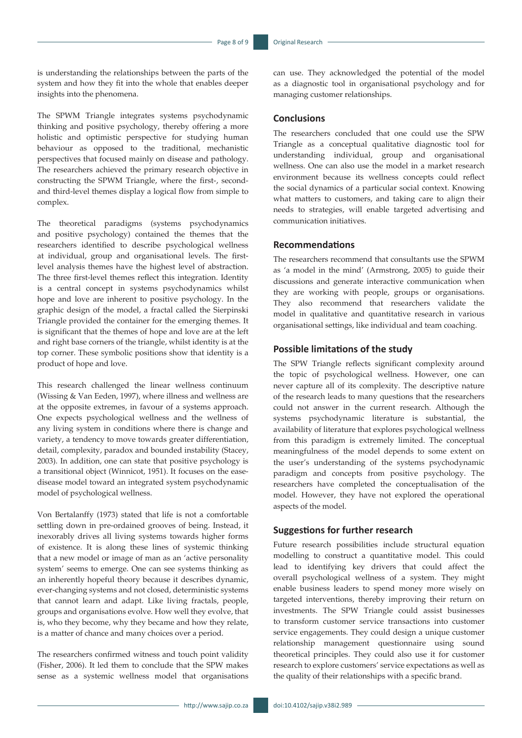is understanding the relationships between the parts of the system and how they fit into the whole that enables deeper insights into the phenomena.

The SPWM Triangle integrates systems psychodynamic thinking and positive psychology, thereby offering a more holistic and optimistic perspective for studying human behaviour as opposed to the traditional, mechanistic perspectives that focused mainly on disease and pathology. The researchers achieved the primary research objective in constructing the SPWM Triangle, where the first-, second- and third-level themes display a logical flow from simple to complex.

The theoretical paradigms (systems psychodynamics and positive psychology) contained the themes that the researchers identified to describe psychological wellness at individual, group and organisational levels. The first-level analysis themes have the highest level of abstraction. The three first-level themes reflect this integration. Identity is a central concept in systems psychodynamics whilst hope and love are inherent to positive psychology. In the graphic design of the model, a fractal called the Sierpinski Triangle provided the container for the emerging themes. It is significant that the themes of hope and love are at the left and right base corners of the triangle, whilst identity is at the top corner. These symbolic positions show that identity is a product of hope and love.

This research challenged the linear wellness continuum (Wissing & Van Eeden, 1997), where illness and wellness are at the opposite extremes, in favour of a systems approach. One expects psychological wellness and the wellness of any living system in conditions where there is change and variety, a tendency to move towards greater differentiation, detail, complexity, paradox and bounded instability (Stacey, 2003). In addition, one can state that positive psychology is a transitional object (Winnicot, 1951). It focuses on the ease-disease model toward an integrated system psychodynamic model of psychological wellness.

Von Bertalanffy (1973) stated that life is not a comfortable settling down in pre-ordained grooves of being. Instead, it inexorably drives all living systems towards higher forms of existence. It is along these lines of systemic thinking that a new model or image of man as an 'active personality system' seems to emerge. One can see systems thinking as an inherently hopeful theory because it describes dynamic, ever-changing systems and not closed, deterministic systems that cannot learn and adapt. Like living fractals, people, groups and organisations evolve. How well they evolve, that is, who they become, why they became and how they relate, is a matter of chance and many choices over a period.

The researchers confirmed witness and touch point validity (Fisher, 2006). It led them to conclude that the SPW makes sense as a systemic wellness model that organisations can use. They acknowledged the potential of the model as a diagnostic tool in organisational psychology and for managing customer relationships.

## Conclusions

The researchers concluded that one could use the SPW Triangle as a conceptual qualitative diagnostic tool for understanding individual, group and organisational wellness. One can also use the model in a market research environment because its wellness concepts could reflect the social dynamics of a particular social context. Knowing what matters to customers, and taking care to align their needs to strategies, will enable targeted advertising and communication initiatives.

## Recommendations

The researchers recommend that consultants use the SPWM as 'a model in the mind' (Armstrong, 2005) to guide their discussions and generate interactive communication when they are working with people, groups or organisations. They also recommend that researchers validate the model in qualitative and quantitative research in various organisational settings, like individual and team coaching.

## Possible limitations of the study

The SPW Triangle reflects significant complexity around the topic of psychological wellness. However, one can never capture all of its complexity. The descriptive nature of the research leads to many questions that the researchers could not answer in the current research. Although the systems psychodynamic literature is substantial, the availability of literature that explores psychological wellness from this paradigm is extremely limited. The conceptual meaningfulness of the model depends to some extent on the user's understanding of the systems psychodynamic paradigm and concepts from positive psychology. The researchers have completed the conceptualisation of the model. However, they have not explored the operational aspects of the model.

## Suggestions for further research

Future research possibilities include structural equation modelling to construct a quantitative model. This could lead to identifying key drivers that could affect the overall psychological wellness of a system. They might enable business leaders to spend money more wisely on targeted interventions, thereby improving their return on investments. The SPW Triangle could assist businesses to transform customer service transactions into customer service engagements. They could design a unique customer relationship management questionnaire using sound theoretical principles. They could also use it for customer research to explore customers' service expectations as well as the quality of their relationships with a specific brand.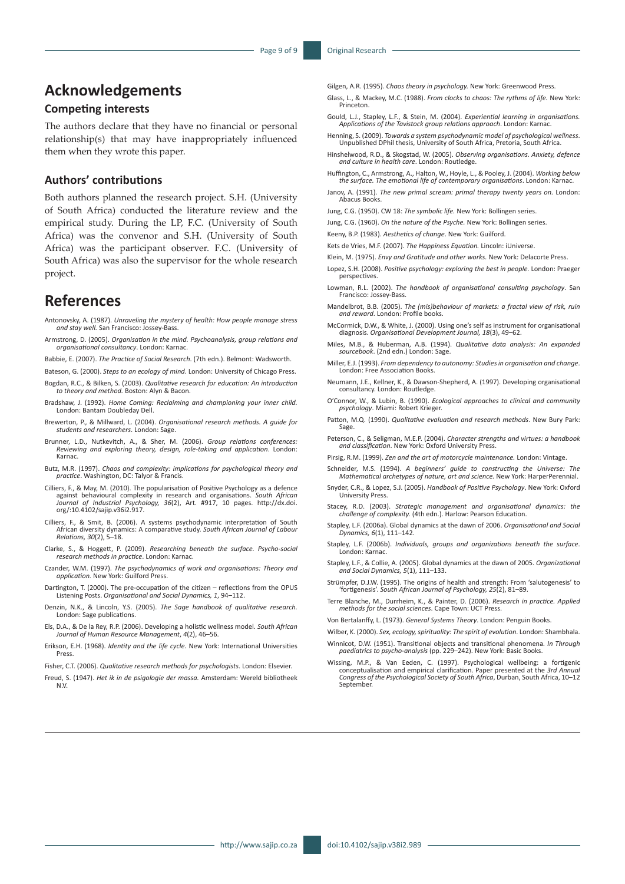# Acknowledgements

## Competing interests

The authors declare that they have no financial or personal relationship(s) that may have inappropriately influenced them when they wrote this paper.

## Authors' contributions

Both authors planned the research project. S.H. (University of South Africa) conducted the literature review and the empirical study. During the LP, F.C. (University of South Africa) was the convenor and S.H. (University of South Africa) was the participant observer. F.C. (University of South Africa) was also the supervisor for the whole research project.

# References

Antonovsky, A. (1987). *Unraveling the mystery of health: How people manage stress and stay well.* San Francisco: Jossey-Bass.

Armstrong, D. (2005). *Organisation in the mind. Psychoanalysis, group relations and organisational consultancy*. London: Karnac.

Babbie, E. (2007). *The Practice of Social Research*. (7th edn.). Belmont: Wadsworth.

Bateson, G. (2000). *Steps to an ecology of mind*. London: University of Chicago Press.

Bogdan, R.C., & Bilken, S. (2003). *Qualitative research for education: An introduction to theory and method.* Boston: Alyn & Bacon.

Bradshaw, J. (1992). *Home Coming: Reclaiming and championing your inner child.* London: Bantam Doubleday Dell.

Brewerton, P., & Millward, L. (2004). *Organisational research methods. A guide for students and researchers*. London: Sage.

Brunner, L.D., Nutkevitch, A., & Sher, M. (2006). *Group relations conferences: Reviewing and exploring theory, design, role-taking and application*. London: Karnac.

Butz, M.R. (1997). *Chaos and complexity: implications for psychological theory and practice*. Washington, DC: Talyor & Francis.

Cilliers, F., & May, M. (2010). The popularisation of Positive Psychology as a defence against behavioural complexity in research and organisations. *South African Journal of Industrial Psychology, 36*(2), Art. #917, 10 pages. http://dx.doi.org/:10.4102/sajip.v36i2.917.

Cilliers, F., & Smit, B. (2006). A systems psychodynamic interpretation of South African diversity dynamics: A comparative study. *South African Journal of Labour Relations, 30*(2), 5–18.

Clarke, S., & Hoggett, P. (2009). *Researching beneath the surface. Psycho-social research methods in practice*. London: Karnac.

Czander, W.M. (1997). *The psychodynamics of work and organisations: Theory and application.* New York: Guilford Press.

Dartington, T. (2000). The pre-occupation of the citizen – reflections from the OPUS Listening Posts. *Organisational and Social Dynamics, 1*, 94–112.

Denzin, N.K., & Lincoln, Y.S. (2005). *The Sage handbook of qualitative research.* London: Sage publications.

Els, D.A., & De la Rey, R.P. (2006). Developing a holistic wellness model. *South African Journal of Human Resource Management*, *4*(2), 46–56.

Erikson, E.H. (1968). *Identity and the life cycle.* New York: International Universities Press.

Fisher, C.T. (2006). *Qualitative research methods for psychologists*. London: Elsevier.

Freud, S. (1947). *Het ik in de psigologie der massa.* Amsterdam: Wereld bibliotheek N.V.

Gilgen, A.R. (1995). *Chaos theory in psychology.* New York: Greenwood Press.

Glass, L., & Mackey, M.C. (1988). *From clocks to chaos: The rythms of life.* New York: Princeton.

Gould, L.J., Stapley, L.F., & Stein, M. (2004). *Experiential learning in organisations. Applications of the Tavistock group relations approach*. London: Karnac.

Henning, S. (2009). *Towards a system psychodynamic model of psychological wellness*. Unpublished DPhil thesis, University of South Africa, Pretoria, South Africa.

Hinshelwood, R.D., & Skogstad, W. (2005). *Observing organisations. Anxiety, defence and culture in health care*. London: Routledge.

Huffington, C., Armstrong, A., Halton, W., Hoyle, L., & Pooley, J. (2004). *Working below the surface. The emotional life of contemporary organisations*. London: Karnac.

Janov, A. (1991). *The new primal scream: primal therapy twenty years on.* London: Abacus Books.

Jung, C.G. (1950). CW 18: *The symbolic life.* New York: Bollingen series.

Jung, C.G. (1960). *On the nature of the Psyche.* New York: Bollingen series.

Keeny, B.P. (1983). *Aesthetics of change*. New York: Guilford.

Kets de Vries, M.F. (2007). *The Happiness Equation.* Lincoln: iUniverse.

Klein, M. (1975). *Envy and Gratitude and other works.* New York: Delacorte Press.

Lopez, S.H. (2008). *Positive psychology: exploring the best in people.* London: Praeger perspectives.

Lowman, R.L. (2002). *The handbook of organisational consulting psychology*. San Francisco: Jossey-Bass.

Mandelbrot, B.B. (2005). *The (mis)behaviour of markets: a fractal view of risk, ruin and reward*. London: Profile books.

McCormick, D.W., & White, J. (2000). Using one's self as instrument for organisational diagnosis. *Organisational Development Journal, 18*(3), 49–62.

Miles, M.B., & Huberman, A.B. (1994). *Qualitative data analysis: An expanded sourcebook*. (2nd edn.) London: Sage.

Miller, E.J. (1993). *From dependency to autonomy: Studies in organisation and change*. London: Free Association Books.

Neumann, J.E., Kellner, K., & Dawson-Shepherd, A. (1997). Developing organisational consultancy. London: Routledge.

O'Connor, W., & Lubin, B. (1990). *Ecological approaches to clinical and community psychology*. Miami: Robert Krieger.

Patton, M.Q. (1990). *Qualitative evaluation and research methods*. New Bury Park: Sage.

Peterson, C., & Seligman, M.E.P. (2004). *Character strengths and virtues: a handbook and classification.* New York: Oxford University Press.

Pirsig, R.M. (1999). *Zen and the art of motorcycle maintenance.* London: Vintage.

Schneider, M.S. (1994). *A beginners' guide to constructing the Universe: The Mathematical archetypes of nature, art and science.* New York: HarperPerennial.

Snyder, C.R., & Lopez, S.J. (2005). *Handbook of Positive Psychology*. New York: Oxford University Press.

Stacey, R.D. (2003). *Strategic management and organisational dynamics: the challenge of complexity.* (4th edn.). Harlow: Pearson Education.

Stapley, L.F. (2006a). Global dynamics at the dawn of 2006. *Organisational and Social Dynamics, 6*(1), 111–142.

Stapley, L.F. (2006b). *Individuals, groups and organizations beneath the surface*. London: Karnac.

Stapley, L.F., & Collie, A. (2005). Global dynamics at the dawn of 2005. *Organizational and Social Dynamics, 5*(1), 111–133.

Strümpfer, D.J.W. (1995). The origins of health and strength: From 'salutogenesis' to 'fortigenesis'. *South African Journal of Psychology, 25*(2), 81–89.

Terre Blanche, M., Durrheim, K., & Painter, D. (2006). *Research in practice. Applied methods for the social sciences.* Cape Town: UCT Press.

Von Bertalanffy, L. (1973). *General Systems Theory*. London: Penguin Books.

Wilber, K. (2000). *Sex, ecology, spirituality: The spirit of evolution*. London: Shambhala.

Winnicot, D.W. (1951). Transitional objects and transitional phenomena. *In Through paediatrics to psycho-analysis* (pp. 229–242). New York: Basic Books.

Wissing, M.P., & Van Eeden, C. (1997). Psychological wellbeing: a fortigenic conceptualisation and empirical clarification. Paper presented at the *3rd Annual Congress of the Psychological Society of South Africa*, Durban, South Africa, 10–12 September.